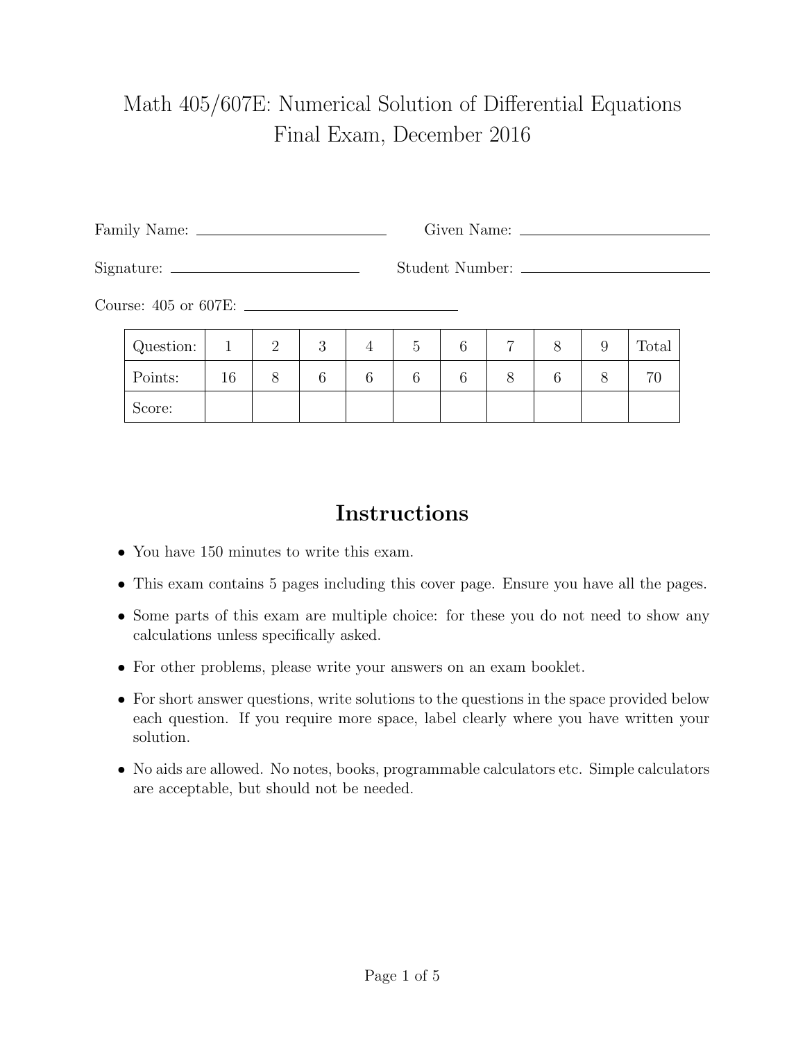# Math 405/607E: Numerical Solution of Differential Equations
## Final Exam, December 2016

Family Name: ______________________ Given Name: ______________________

Signature: ______________________ Student Number: ______________________

Course: 405 or 607E: ______________________

| Question: | 1 | 2 | 3 | 4 | 5 | 6 | 7 | 8 | 9 | Total |
|---|---|---|---|---|---|---|---|---|---|---|
| Points: | 16 | 8 | 6 | 6 | 6 | 6 | 8 | 6 | 8 | 70 |
| Score: | | | | | | | | | | |

## Instructions

- You have 150 minutes to write this exam.
- This exam contains 5 pages including this cover page. Ensure you have all the pages.
- Some parts of this exam are multiple choice: for these you do not need to show any calculations unless specifically asked.
- For other problems, please write your answers on an exam booklet.
- For short answer questions, write solutions to the questions in the space provided below each question. If you require more space, label clearly where you have written your solution.
- No aids are allowed. No notes, books, programmable calculators etc. Simple calculators are acceptable, but should not be needed.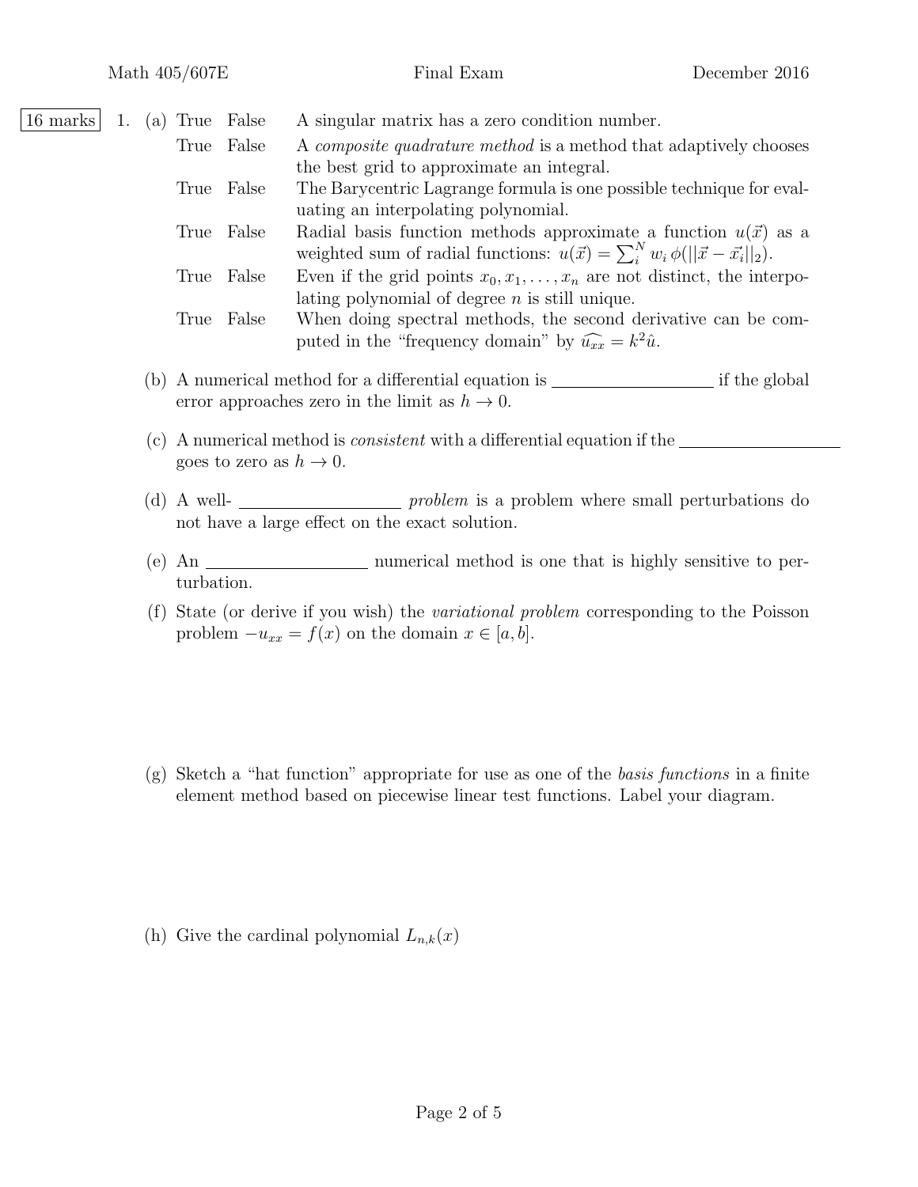16 marks

1. (a) True False A singular matrix has a zero condition number.

   True False A *composite quadrature method* is a method that adaptively chooses the best grid to approximate an integral.

   True False The Barycentric Lagrange formula is one possible technique for evaluating an interpolating polynomial.

   True False Radial basis function methods approximate a function $u(\vec{x})$ as a weighted sum of radial functions: $u(\vec{x}) = \sum_i^N w_i \, \phi(||\vec{x} - \vec{x}_i||_2)$.

   True False Even if the grid points $x_0, x_1, \ldots, x_n$ are not distinct, the interpolating polynomial of degree $n$ is still unique.

   True False When doing spectral methods, the second derivative can be computed in the "frequency domain" by $\widehat{u_{xx}} = k^2 \hat{u}$.

   (b) A numerical method for a differential equation is __________________ if the global error approaches zero in the limit as $h \to 0$.

   (c) A numerical method is *consistent* with a differential equation if the __________________ goes to zero as $h \to 0$.

   (d) A well- __________________ *problem* is a problem where small perturbations do not have a large effect on the exact solution.

   (e) An __________________ numerical method is one that is highly sensitive to perturbation.

   (f) State (or derive if you wish) the *variational problem* corresponding to the Poisson problem $-u_{xx} = f(x)$ on the domain $x \in [a, b]$.

   (g) Sketch a "hat function" appropriate for use as one of the *basis functions* in a finite element method based on piecewise linear test functions. Label your diagram.

   (h) Give the cardinal polynomial $L_{n,k}(x)$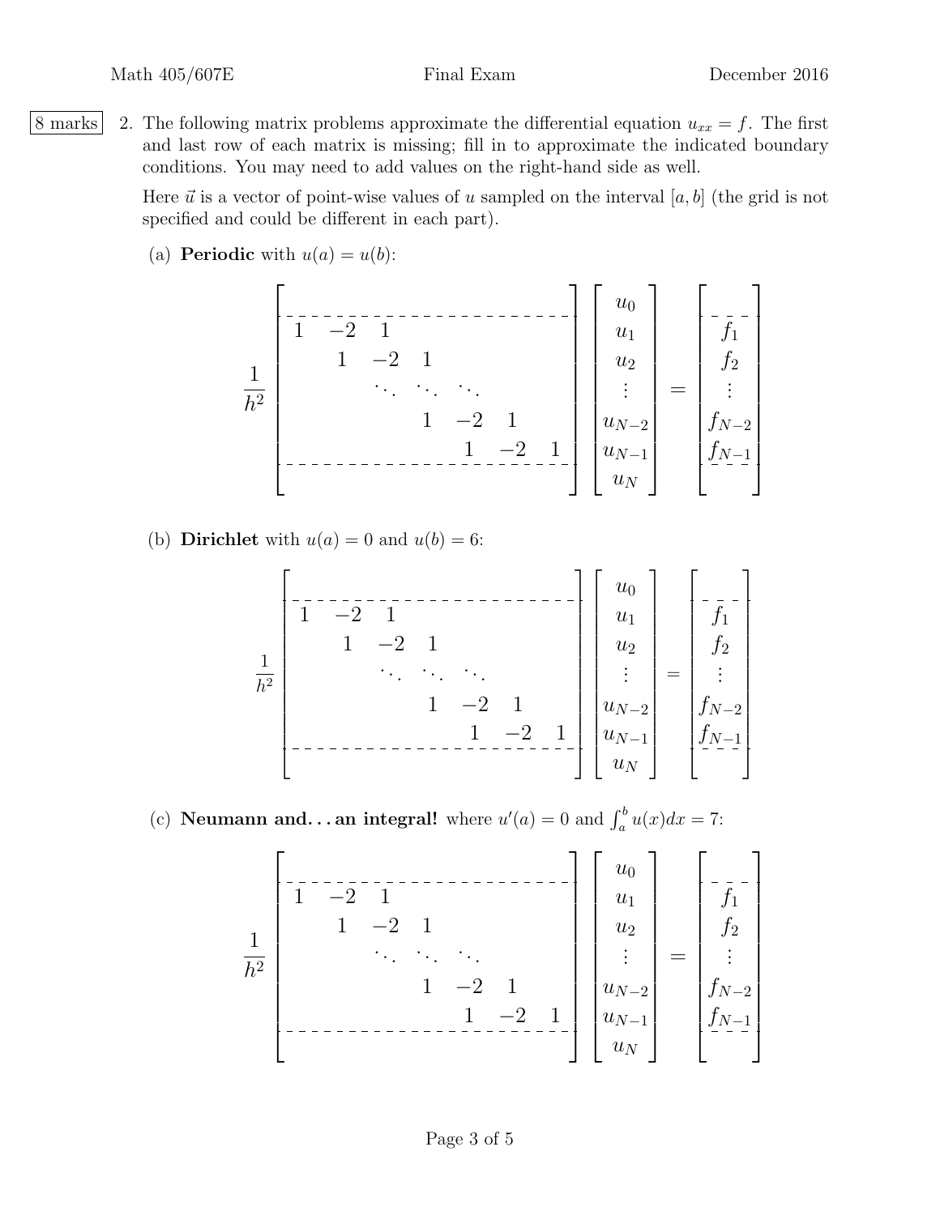8 marks

2. The following matrix problems approximate the differential equation $u_{xx} = f$. The first and last row of each matrix is missing; fill in to approximate the indicated boundary conditions. You may need to add values on the right-hand side as well.

   Here $\vec{u}$ is a vector of point-wise values of $u$ sampled on the interval $[a, b]$ (the grid is not specified and could be different in each part).

   (a) **Periodic** with $u(a) = u(b)$:

$$
\frac{1}{h^2}
\begin{bmatrix}
 & & & & & & \\
\hline
1 & -2 & 1 & & & & \\
 & 1 & -2 & 1 & & & \\
 & & \ddots & \ddots & \ddots & & \\
 & & & 1 & -2 & 1 & \\
 & & & & 1 & -2 & 1 \\
\hline
 & & & & & &
\end{bmatrix}
\begin{bmatrix}
u_0 \\ u_1 \\ u_2 \\ \vdots \\ u_{N-2} \\ u_{N-1} \\ u_N
\end{bmatrix}
=
\begin{bmatrix}
 \\ \hline f_1 \\ f_2 \\ \vdots \\ f_{N-2} \\ f_{N-1} \\ \hline \\
\end{bmatrix}
$$

   (b) **Dirichlet** with $u(a) = 0$ and $u(b) = 6$:

$$
\frac{1}{h^2}
\begin{bmatrix}
 & & & & & & \\
\hline
1 & -2 & 1 & & & & \\
 & 1 & -2 & 1 & & & \\
 & & \ddots & \ddots & \ddots & & \\
 & & & 1 & -2 & 1 & \\
 & & & & 1 & -2 & 1 \\
\hline
 & & & & & &
\end{bmatrix}
\begin{bmatrix}
u_0 \\ u_1 \\ u_2 \\ \vdots \\ u_{N-2} \\ u_{N-1} \\ u_N
\end{bmatrix}
=
\begin{bmatrix}
 \\ \hline f_1 \\ f_2 \\ \vdots \\ f_{N-2} \\ f_{N-1} \\ \hline \\
\end{bmatrix}
$$

   (c) **Neumann and... an integral!** where $u'(a) = 0$ and $\int_a^b u(x)dx = 7$:

$$
\frac{1}{h^2}
\begin{bmatrix}
 & & & & & & \\
\hline
1 & -2 & 1 & & & & \\
 & 1 & -2 & 1 & & & \\
 & & \ddots & \ddots & \ddots & & \\
 & & & 1 & -2 & 1 & \\
 & & & & 1 & -2 & 1 \\
\hline
 & & & & & &
\end{bmatrix}
\begin{bmatrix}
u_0 \\ u_1 \\ u_2 \\ \vdots \\ u_{N-2} \\ u_{N-1} \\ u_N
\end{bmatrix}
=
\begin{bmatrix}
 \\ \hline f_1 \\ f_2 \\ \vdots \\ f_{N-2} \\ f_{N-1} \\ \hline \\
\end{bmatrix}
$$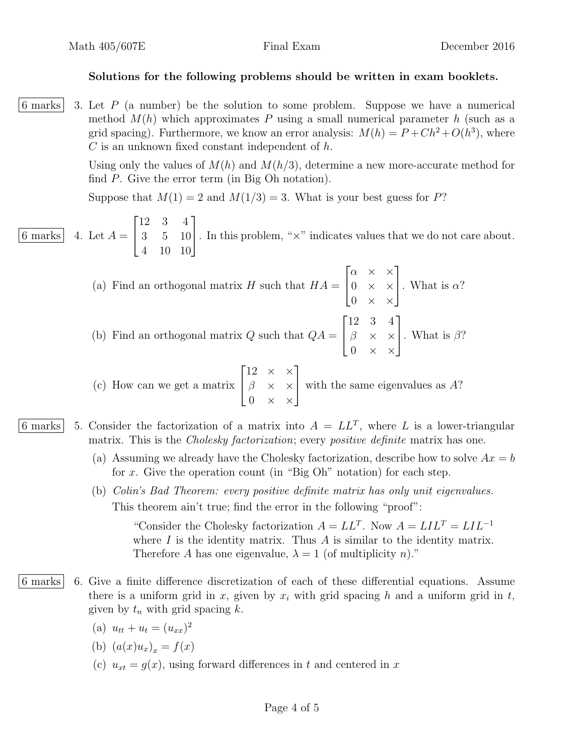**Solutions for the following problems should be written in exam booklets.**

6 marks 3. Let $P$ (a number) be the solution to some problem. Suppose we have a numerical method $M(h)$ which approximates $P$ using a small numerical parameter $h$ (such as a grid spacing). Furthermore, we know an error analysis: $M(h) = P + Ch^2 + O(h^3)$, where $C$ is an unknown fixed constant independent of $h$.

Using only the values of $M(h)$ and $M(h/3)$, determine a new more-accurate method for find $P$. Give the error term (in Big Oh notation).

Suppose that $M(1) = 2$ and $M(1/3) = 3$. What is your best guess for $P$?

6 marks 4. Let $A = \begin{bmatrix} 12 & 3 & 4 \\ 3 & 5 & 10 \\ 4 & 10 & 10 \end{bmatrix}$. In this problem, "$\times$" indicates values that we do not care about.

(a) Find an orthogonal matrix $H$ such that $HA = \begin{bmatrix} \alpha & \times & \times \\ 0 & \times & \times \\ 0 & \times & \times \end{bmatrix}$. What is $\alpha$?

(b) Find an orthogonal matrix $Q$ such that $QA = \begin{bmatrix} 12 & 3 & 4 \\ \beta & \times & \times \\ 0 & \times & \times \end{bmatrix}$. What is $\beta$?

(c) How can we get a matrix $\begin{bmatrix} 12 & \times & \times \\ \beta & \times & \times \\ 0 & \times & \times \end{bmatrix}$ with the same eigenvalues as $A$?

6 marks 5. Consider the factorization of a matrix into $A = LL^T$, where $L$ is a lower-triangular matrix. This is the *Cholesky factorization*; every *positive definite* matrix has one.

(a) Assuming we already have the Cholesky factorization, describe how to solve $Ax = b$ for $x$. Give the operation count (in "Big Oh" notation) for each step.

(b) *Colin's Bad Theorem: every positive definite matrix has only unit eigenvalues.* This theorem ain't true; find the error in the following "proof":

> "Consider the Cholesky factorization $A = LL^T$. Now $A = LIL^T = LIL^{-1}$ where $I$ is the identity matrix. Thus $A$ is similar to the identity matrix. Therefore $A$ has one eigenvalue, $\lambda = 1$ (of multiplicity $n$)."

6 marks 6. Give a finite difference discretization of each of these differential equations. Assume there is a uniform grid in $x$, given by $x_i$ with grid spacing $h$ and a uniform grid in $t$, given by $t_n$ with grid spacing $k$.

(a) $u_{tt} + u_t = (u_{xx})^2$

(b) $(a(x)u_x)_x = f(x)$

(c) $u_{xt} = g(x)$, using forward differences in $t$ and centered in $x$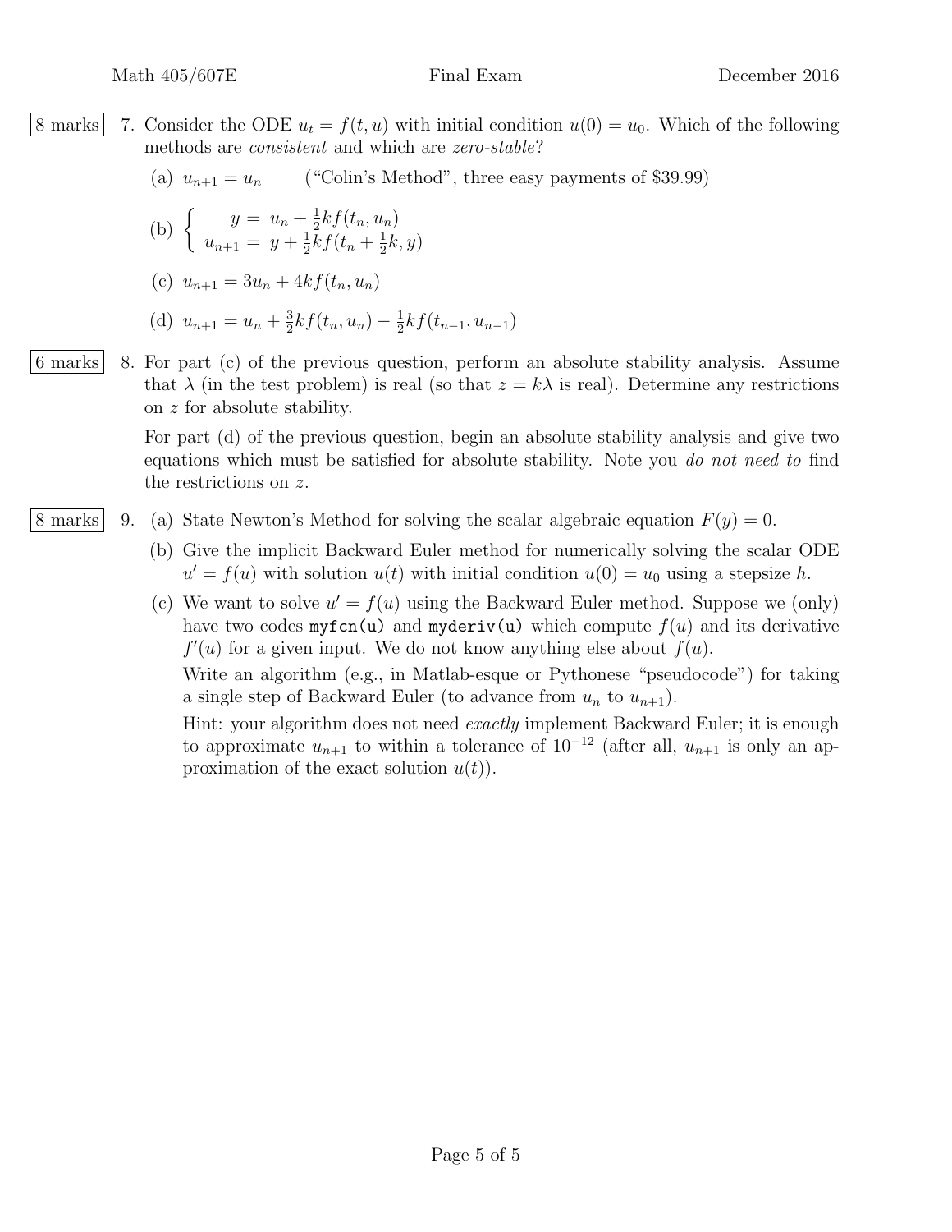**[8 marks]** 7. Consider the ODE $u_t = f(t, u)$ with initial condition $u(0) = u_0$. Which of the following methods are *consistent* and which are *zero-stable*?

(a) $u_{n+1} = u_n$  ("Colin's Method", three easy payments of $39.99)

(b) $$\begin{cases} y = u_n + \frac{1}{2}kf(t_n, u_n) \\ u_{n+1} = y + \frac{1}{2}kf(t_n + \frac{1}{2}k, y) \end{cases}$$

(c) $u_{n+1} = 3u_n + 4kf(t_n, u_n)$

(d) $u_{n+1} = u_n + \frac{3}{2}kf(t_n, u_n) - \frac{1}{2}kf(t_{n-1}, u_{n-1})$

**[6 marks]** 8. For part (c) of the previous question, perform an absolute stability analysis. Assume that $\lambda$ (in the test problem) is real (so that $z = k\lambda$ is real). Determine any restrictions on $z$ for absolute stability.

For part (d) of the previous question, begin an absolute stability analysis and give two equations which must be satisfied for absolute stability. Note you *do not need to* find the restrictions on $z$.

**[8 marks]** 9. (a) State Newton's Method for solving the scalar algebraic equation $F(y) = 0$.

(b) Give the implicit Backward Euler method for numerically solving the scalar ODE $u' = f(u)$ with solution $u(t)$ with initial condition $u(0) = u_0$ using a stepsize $h$.

(c) We want to solve $u' = f(u)$ using the Backward Euler method. Suppose we (only) have two codes `myfcn(u)` and `myderiv(u)` which compute $f(u)$ and its derivative $f'(u)$ for a given input. We do not know anything else about $f(u)$.

Write an algorithm (e.g., in Matlab-esque or Pythonese "pseudocode") for taking a single step of Backward Euler (to advance from $u_n$ to $u_{n+1}$).

Hint: your algorithm does not need *exactly* implement Backward Euler; it is enough to approximate $u_{n+1}$ to within a tolerance of $10^{-12}$ (after all, $u_{n+1}$ is only an approximation of the exact solution $u(t)$).